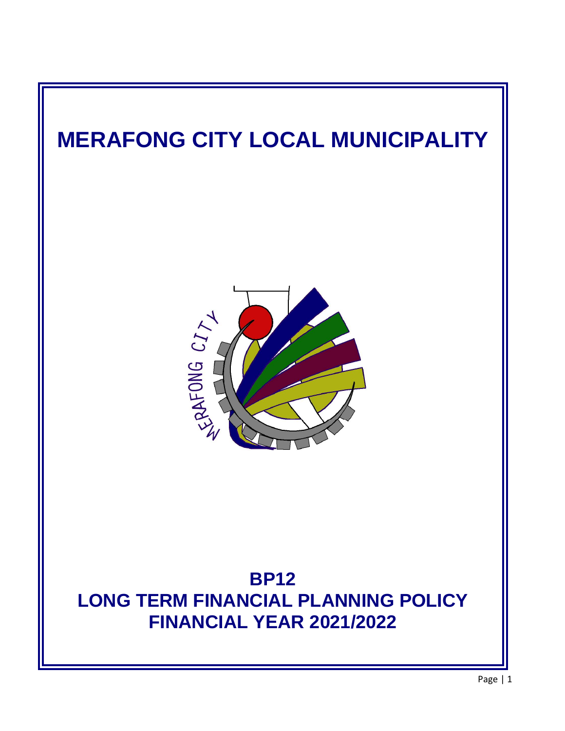# MERAFONG CITY LOCAL MUNICIPALITY

## BP12
## LONG TERM FINANCIAL PLANNING POLICY
## FINANCIAL YEAR 2021/2022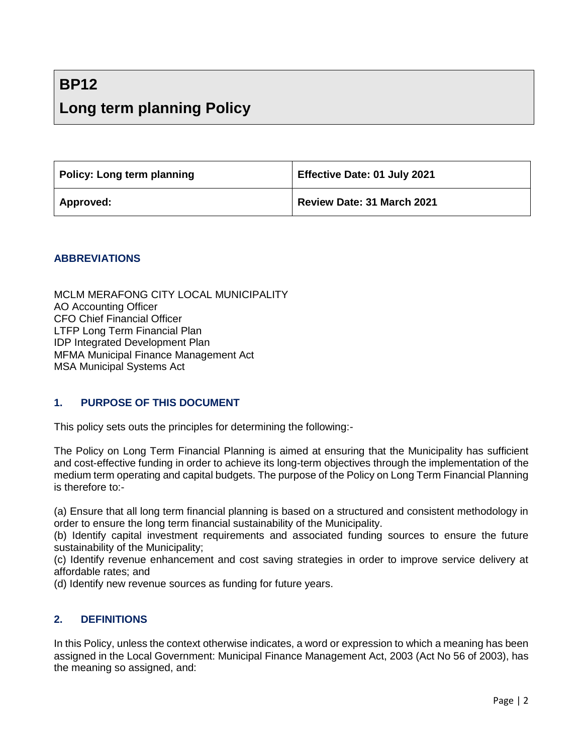# BP12

# Long term planning Policy

| Policy: Long term planning | Effective Date: 01 July 2021 |
|---|---|
| Approved: | Review Date: 31 March 2021 |

### ABBREVIATIONS

MCLM MERAFONG CITY LOCAL MUNICIPALITY
AO Accounting Officer
CFO Chief Financial Officer
LTFP Long Term Financial Plan
IDP Integrated Development Plan
MFMA Municipal Finance Management Act
MSA Municipal Systems Act

### 1. PURPOSE OF THIS DOCUMENT

This policy sets outs the principles for determining the following:-

The Policy on Long Term Financial Planning is aimed at ensuring that the Municipality has sufficient and cost-effective funding in order to achieve its long-term objectives through the implementation of the medium term operating and capital budgets. The purpose of the Policy on Long Term Financial Planning is therefore to:-

(a) Ensure that all long term financial planning is based on a structured and consistent methodology in order to ensure the long term financial sustainability of the Municipality.
(b) Identify capital investment requirements and associated funding sources to ensure the future sustainability of the Municipality;
(c) Identify revenue enhancement and cost saving strategies in order to improve service delivery at affordable rates; and
(d) Identify new revenue sources as funding for future years.

### 2. DEFINITIONS

In this Policy, unless the context otherwise indicates, a word or expression to which a meaning has been assigned in the Local Government: Municipal Finance Management Act, 2003 (Act No 56 of 2003), has the meaning so assigned, and: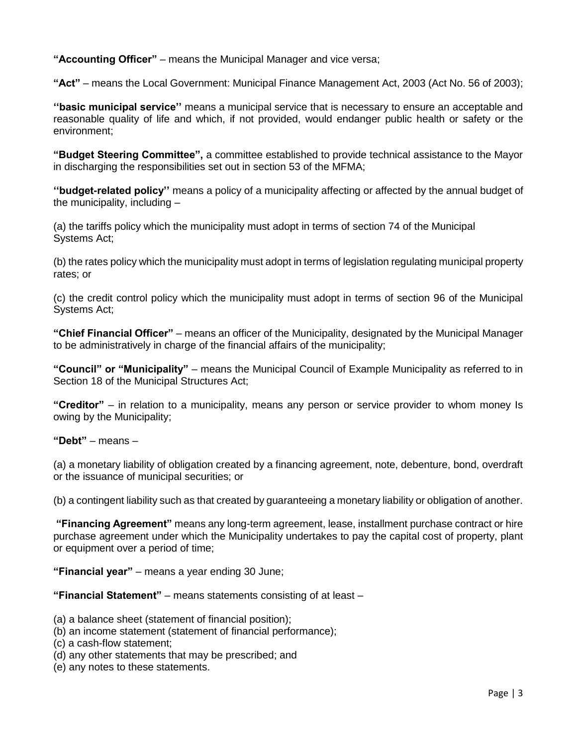**"Accounting Officer"** – means the Municipal Manager and vice versa;

**"Act"** – means the Local Government: Municipal Finance Management Act, 2003 (Act No. 56 of 2003);

**''basic municipal service''** means a municipal service that is necessary to ensure an acceptable and reasonable quality of life and which, if not provided, would endanger public health or safety or the environment;

**"Budget Steering Committee",** a committee established to provide technical assistance to the Mayor in discharging the responsibilities set out in section 53 of the MFMA;

**''budget-related policy''** means a policy of a municipality affecting or affected by the annual budget of the municipality, including –

(a) the tariffs policy which the municipality must adopt in terms of section 74 of the Municipal Systems Act;

(b) the rates policy which the municipality must adopt in terms of legislation regulating municipal property rates; or

(c) the credit control policy which the municipality must adopt in terms of section 96 of the Municipal Systems Act;

**"Chief Financial Officer"** – means an officer of the Municipality, designated by the Municipal Manager to be administratively in charge of the financial affairs of the municipality;

**"Council" or "Municipality"** – means the Municipal Council of Example Municipality as referred to in Section 18 of the Municipal Structures Act;

**"Creditor"** – in relation to a municipality, means any person or service provider to whom money Is owing by the Municipality;

**"Debt"** – means –

(a) a monetary liability of obligation created by a financing agreement, note, debenture, bond, overdraft or the issuance of municipal securities; or

(b) a contingent liability such as that created by guaranteeing a monetary liability or obligation of another.

**"Financing Agreement"** means any long-term agreement, lease, installment purchase contract or hire purchase agreement under which the Municipality undertakes to pay the capital cost of property, plant or equipment over a period of time;

**"Financial year"** – means a year ending 30 June;

**"Financial Statement"** – means statements consisting of at least –

(a) a balance sheet (statement of financial position);
(b) an income statement (statement of financial performance);
(c) a cash-flow statement;
(d) any other statements that may be prescribed; and
(e) any notes to these statements.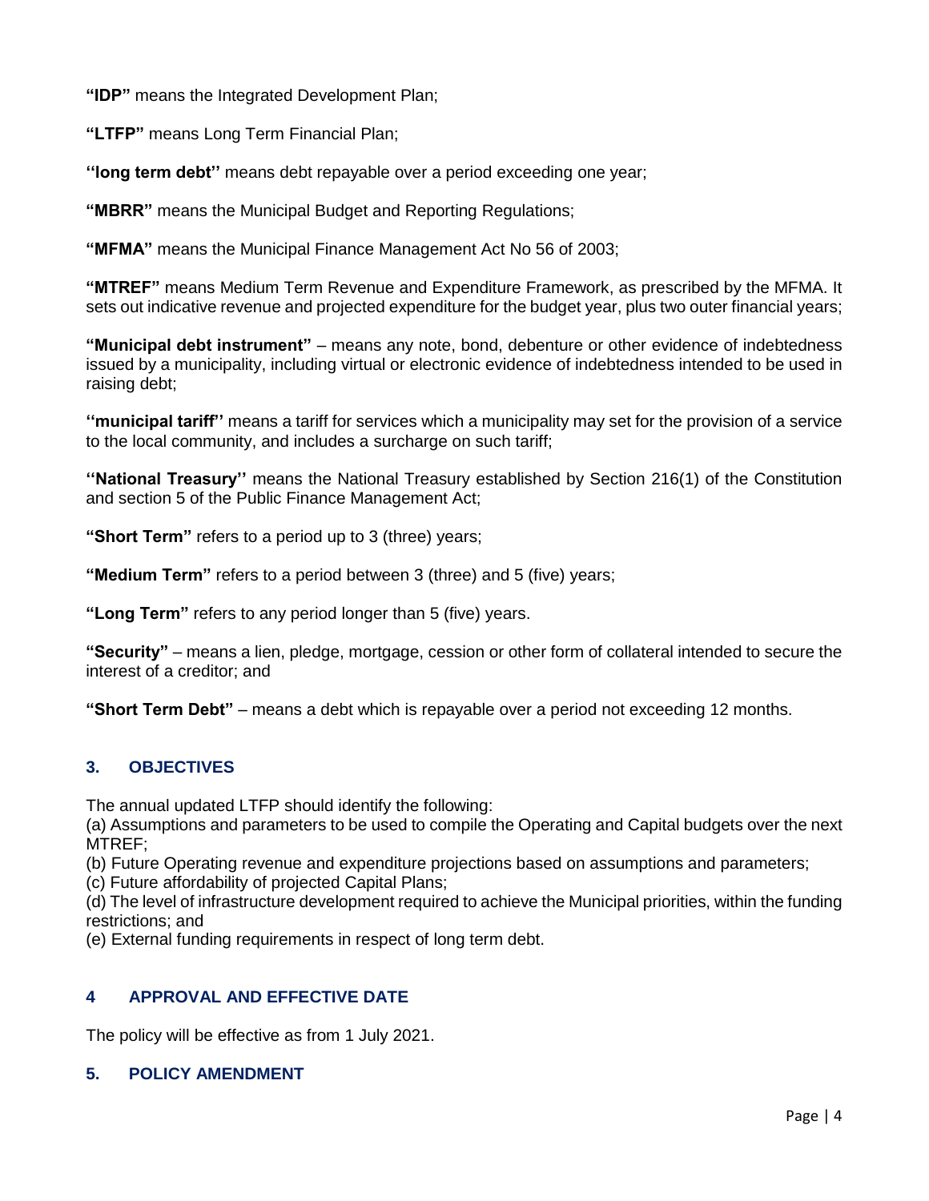**"IDP"** means the Integrated Development Plan;

**"LTFP"** means Long Term Financial Plan;

**''long term debt''** means debt repayable over a period exceeding one year;

**"MBRR"** means the Municipal Budget and Reporting Regulations;

**"MFMA"** means the Municipal Finance Management Act No 56 of 2003;

**"MTREF"** means Medium Term Revenue and Expenditure Framework, as prescribed by the MFMA. It sets out indicative revenue and projected expenditure for the budget year, plus two outer financial years;

**"Municipal debt instrument"** – means any note, bond, debenture or other evidence of indebtedness issued by a municipality, including virtual or electronic evidence of indebtedness intended to be used in raising debt;

**''municipal tariff''** means a tariff for services which a municipality may set for the provision of a service to the local community, and includes a surcharge on such tariff;

**''National Treasury''** means the National Treasury established by Section 216(1) of the Constitution and section 5 of the Public Finance Management Act;

**"Short Term"** refers to a period up to 3 (three) years;

**"Medium Term"** refers to a period between 3 (three) and 5 (five) years;

**"Long Term"** refers to any period longer than 5 (five) years.

**"Security"** – means a lien, pledge, mortgage, cession or other form of collateral intended to secure the interest of a creditor; and

**"Short Term Debt"** – means a debt which is repayable over a period not exceeding 12 months.

## 3. OBJECTIVES

The annual updated LTFP should identify the following:

(a) Assumptions and parameters to be used to compile the Operating and Capital budgets over the next MTREF;
(b) Future Operating revenue and expenditure projections based on assumptions and parameters;
(c) Future affordability of projected Capital Plans;
(d) The level of infrastructure development required to achieve the Municipal priorities, within the funding restrictions; and
(e) External funding requirements in respect of long term debt.

## 4 APPROVAL AND EFFECTIVE DATE

The policy will be effective as from 1 July 2021.

## 5. POLICY AMENDMENT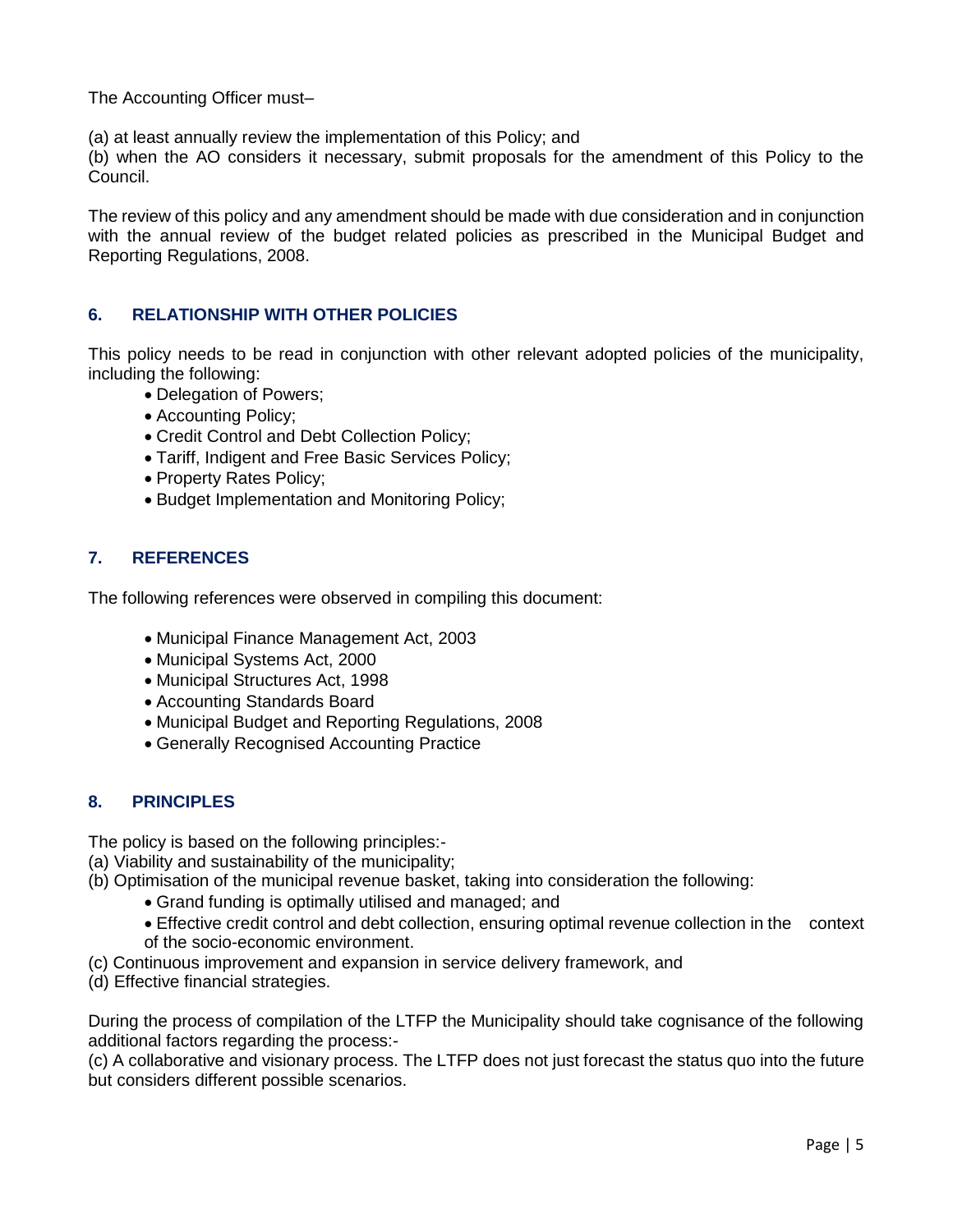The Accounting Officer must–

(a) at least annually review the implementation of this Policy; and
(b) when the AO considers it necessary, submit proposals for the amendment of this Policy to the Council.

The review of this policy and any amendment should be made with due consideration and in conjunction with the annual review of the budget related policies as prescribed in the Municipal Budget and Reporting Regulations, 2008.

## 6. RELATIONSHIP WITH OTHER POLICIES

This policy needs to be read in conjunction with other relevant adopted policies of the municipality, including the following:

- Delegation of Powers;
- Accounting Policy;
- Credit Control and Debt Collection Policy;
- Tariff, Indigent and Free Basic Services Policy;
- Property Rates Policy;
- Budget Implementation and Monitoring Policy;

## 7. REFERENCES

The following references were observed in compiling this document:

- Municipal Finance Management Act, 2003
- Municipal Systems Act, 2000
- Municipal Structures Act, 1998
- Accounting Standards Board
- Municipal Budget and Reporting Regulations, 2008
- Generally Recognised Accounting Practice

## 8. PRINCIPLES

The policy is based on the following principles:-
(a) Viability and sustainability of the municipality;
(b) Optimisation of the municipal revenue basket, taking into consideration the following:
- Grand funding is optimally utilised and managed; and
- Effective credit control and debt collection, ensuring optimal revenue collection in the context of the socio-economic environment.

(c) Continuous improvement and expansion in service delivery framework, and
(d) Effective financial strategies.

During the process of compilation of the LTFP the Municipality should take cognisance of the following additional factors regarding the process:-
(c) A collaborative and visionary process. The LTFP does not just forecast the status quo into the future but considers different possible scenarios.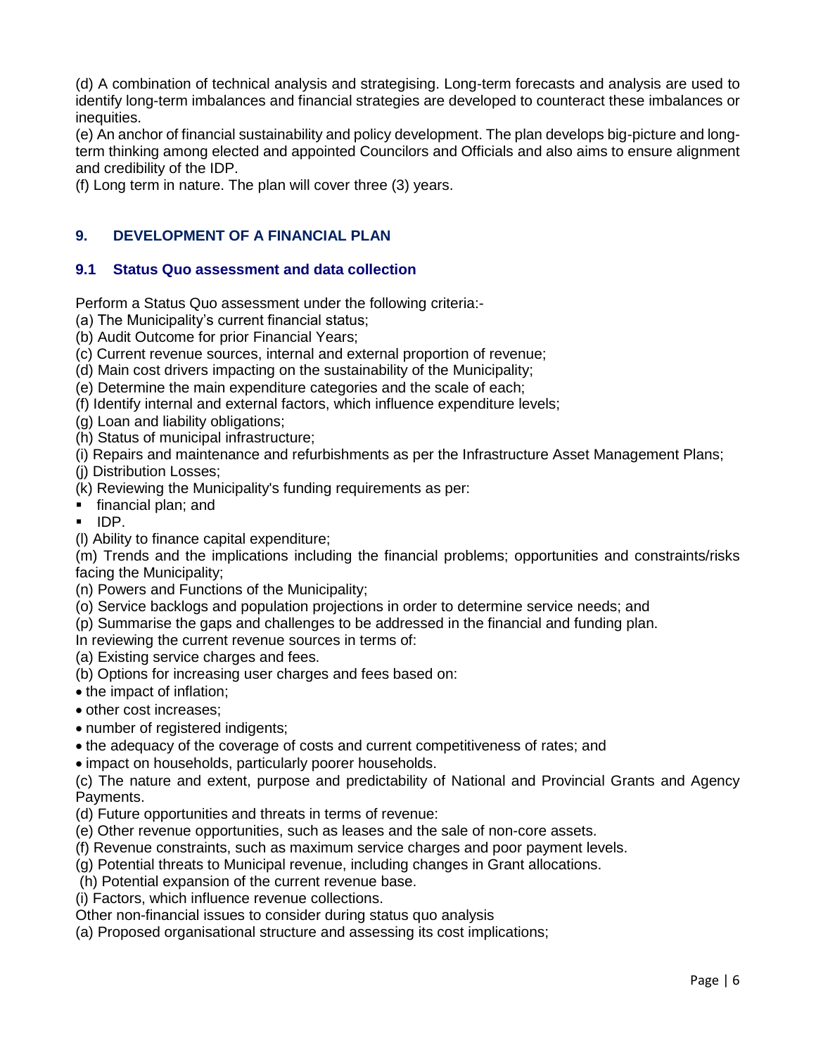(d) A combination of technical analysis and strategising. Long-term forecasts and analysis are used to identify long-term imbalances and financial strategies are developed to counteract these imbalances or inequities.

(e) An anchor of financial sustainability and policy development. The plan develops big-picture and long-term thinking among elected and appointed Councilors and Officials and also aims to ensure alignment and credibility of the IDP.

(f) Long term in nature. The plan will cover three (3) years.

## 9. DEVELOPMENT OF A FINANCIAL PLAN

### 9.1 Status Quo assessment and data collection

Perform a Status Quo assessment under the following criteria:-

(a) The Municipality's current financial status;
(b) Audit Outcome for prior Financial Years;
(c) Current revenue sources, internal and external proportion of revenue;
(d) Main cost drivers impacting on the sustainability of the Municipality;
(e) Determine the main expenditure categories and the scale of each;
(f) Identify internal and external factors, which influence expenditure levels;
(g) Loan and liability obligations;
(h) Status of municipal infrastructure;
(i) Repairs and maintenance and refurbishments as per the Infrastructure Asset Management Plans;
(j) Distribution Losses;
(k) Reviewing the Municipality's funding requirements as per:

- financial plan; and
- IDP.

(l) Ability to finance capital expenditure;
(m) Trends and the implications including the financial problems; opportunities and constraints/risks facing the Municipality;
(n) Powers and Functions of the Municipality;
(o) Service backlogs and population projections in order to determine service needs; and
(p) Summarise the gaps and challenges to be addressed in the financial and funding plan.

In reviewing the current revenue sources in terms of:

(a) Existing service charges and fees.
(b) Options for increasing user charges and fees based on:

- the impact of inflation;
- other cost increases;
- number of registered indigents;
- the adequacy of the coverage of costs and current competitiveness of rates; and
- impact on households, particularly poorer households.

(c) The nature and extent, purpose and predictability of National and Provincial Grants and Agency Payments.
(d) Future opportunities and threats in terms of revenue:
(e) Other revenue opportunities, such as leases and the sale of non-core assets.
(f) Revenue constraints, such as maximum service charges and poor payment levels.
(g) Potential threats to Municipal revenue, including changes in Grant allocations.
(h) Potential expansion of the current revenue base.
(i) Factors, which influence revenue collections.

Other non-financial issues to consider during status quo analysis

(a) Proposed organisational structure and assessing its cost implications;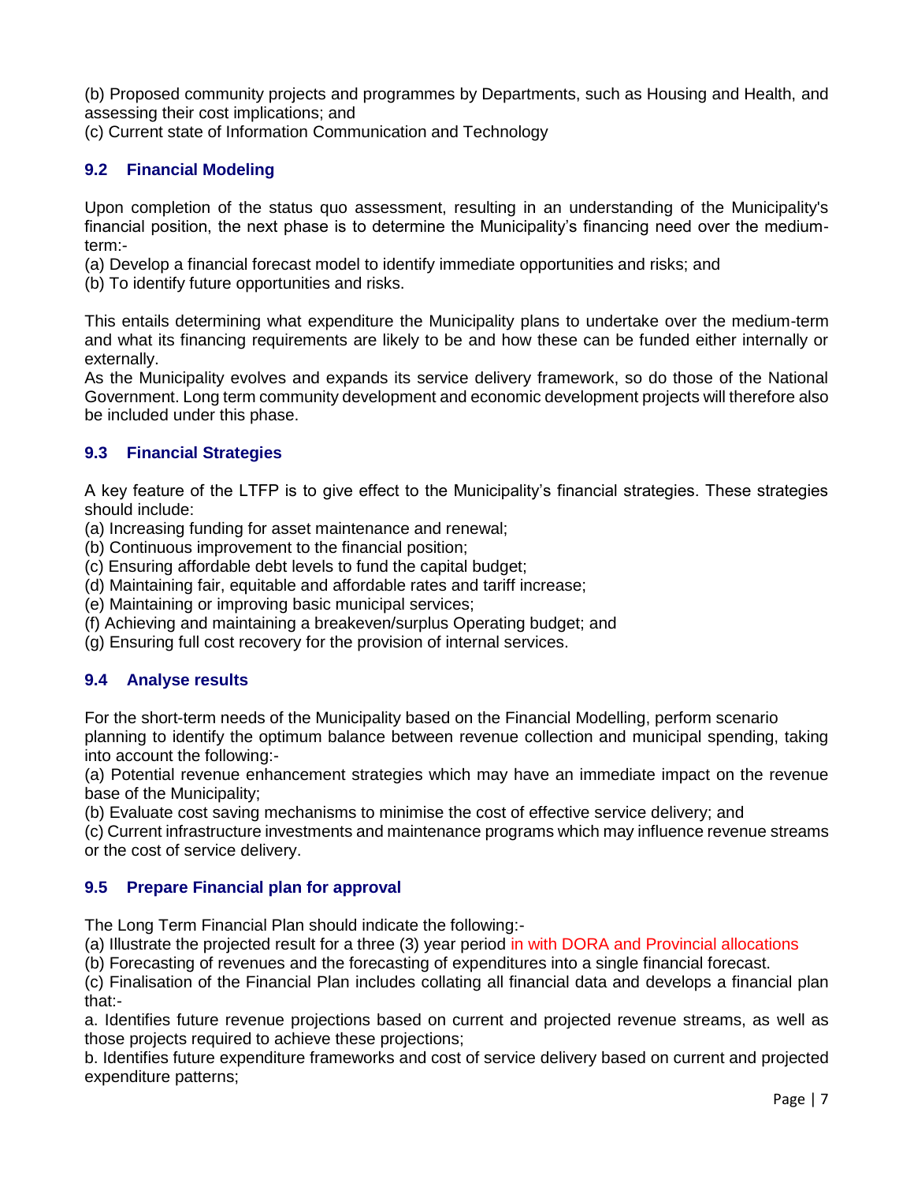(b) Proposed community projects and programmes by Departments, such as Housing and Health, and assessing their cost implications; and
(c) Current state of Information Communication and Technology

### 9.2 Financial Modeling

Upon completion of the status quo assessment, resulting in an understanding of the Municipality's financial position, the next phase is to determine the Municipality's financing need over the medium-term:-
(a) Develop a financial forecast model to identify immediate opportunities and risks; and
(b) To identify future opportunities and risks.

This entails determining what expenditure the Municipality plans to undertake over the medium-term and what its financing requirements are likely to be and how these can be funded either internally or externally.
As the Municipality evolves and expands its service delivery framework, so do those of the National Government. Long term community development and economic development projects will therefore also be included under this phase.

### 9.3 Financial Strategies

A key feature of the LTFP is to give effect to the Municipality's financial strategies. These strategies should include:
(a) Increasing funding for asset maintenance and renewal;
(b) Continuous improvement to the financial position;
(c) Ensuring affordable debt levels to fund the capital budget;
(d) Maintaining fair, equitable and affordable rates and tariff increase;
(e) Maintaining or improving basic municipal services;
(f) Achieving and maintaining a breakeven/surplus Operating budget; and
(g) Ensuring full cost recovery for the provision of internal services.

### 9.4 Analyse results

For the short-term needs of the Municipality based on the Financial Modelling, perform scenario planning to identify the optimum balance between revenue collection and municipal spending, taking into account the following:-
(a) Potential revenue enhancement strategies which may have an immediate impact on the revenue base of the Municipality;
(b) Evaluate cost saving mechanisms to minimise the cost of effective service delivery; and
(c) Current infrastructure investments and maintenance programs which may influence revenue streams or the cost of service delivery.

### 9.5 Prepare Financial plan for approval

The Long Term Financial Plan should indicate the following:-
(a) Illustrate the projected result for a three (3) year period in with DORA and Provincial allocations
(b) Forecasting of revenues and the forecasting of expenditures into a single financial forecast.
(c) Finalisation of the Financial Plan includes collating all financial data and develops a financial plan that:-
a. Identifies future revenue projections based on current and projected revenue streams, as well as those projects required to achieve these projections;
b. Identifies future expenditure frameworks and cost of service delivery based on current and projected expenditure patterns;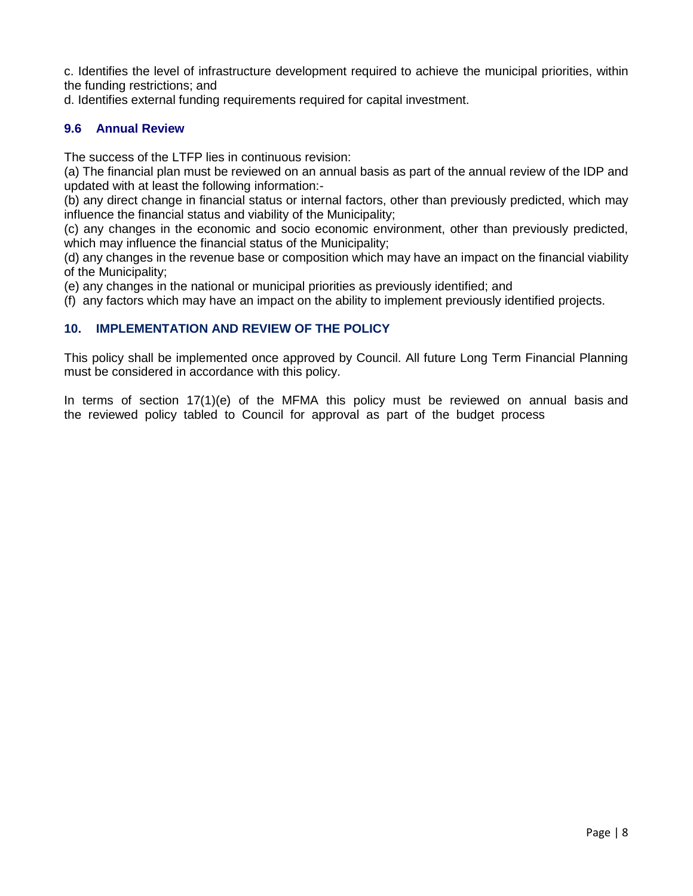c. Identifies the level of infrastructure development required to achieve the municipal priorities, within the funding restrictions; and

d. Identifies external funding requirements required for capital investment.

### 9.6 Annual Review

The success of the LTFP lies in continuous revision:

(a) The financial plan must be reviewed on an annual basis as part of the annual review of the IDP and updated with at least the following information:-

(b) any direct change in financial status or internal factors, other than previously predicted, which may influence the financial status and viability of the Municipality;

(c) any changes in the economic and socio economic environment, other than previously predicted, which may influence the financial status of the Municipality;

(d) any changes in the revenue base or composition which may have an impact on the financial viability of the Municipality;

(e) any changes in the national or municipal priorities as previously identified; and

(f) any factors which may have an impact on the ability to implement previously identified projects.

## 10. IMPLEMENTATION AND REVIEW OF THE POLICY

This policy shall be implemented once approved by Council. All future Long Term Financial Planning must be considered in accordance with this policy.

In terms of section 17(1)(e) of the MFMA this policy must be reviewed on annual basis and the reviewed policy tabled to Council for approval as part of the budget process